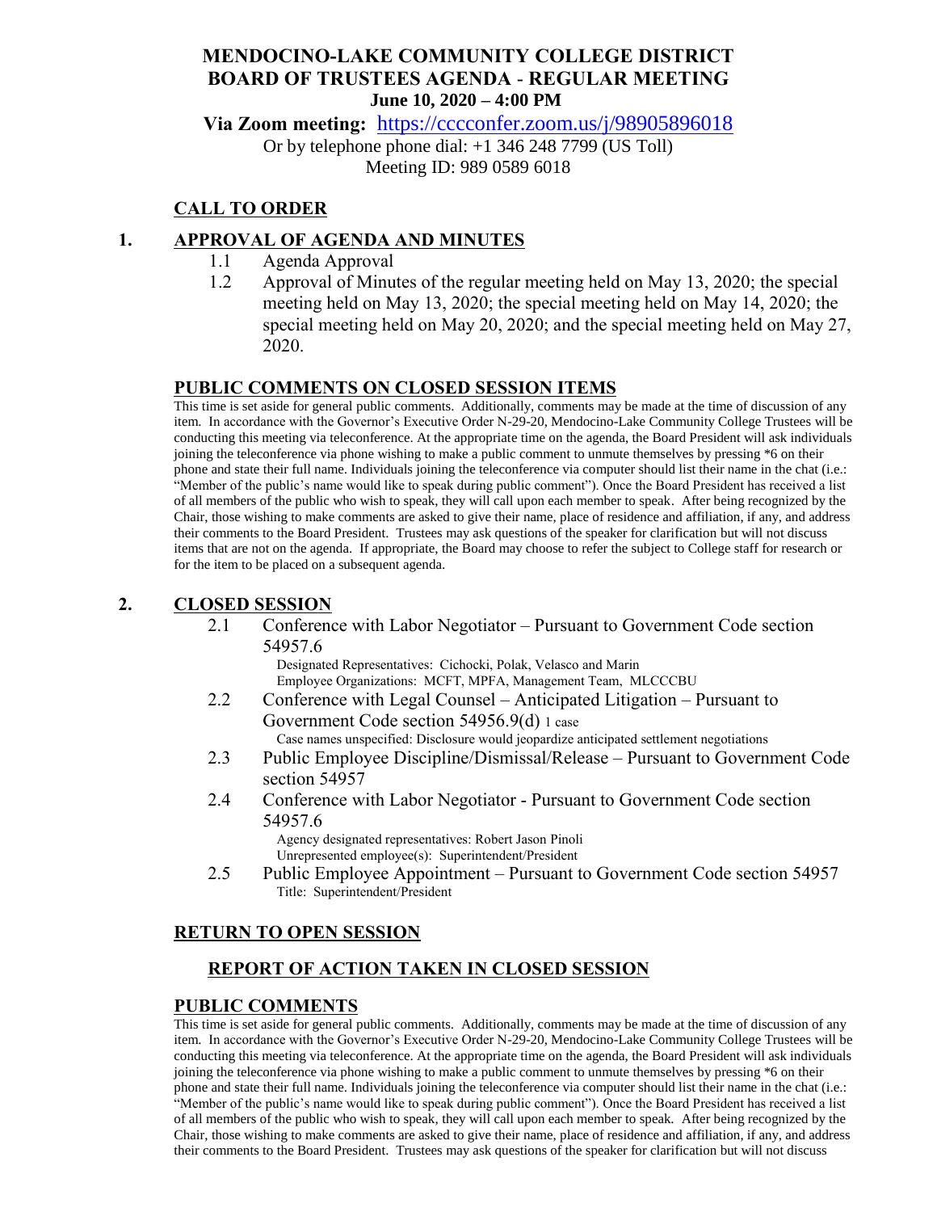# MENDOCINO-LAKE COMMUNITY COLLEGE DISTRICT
# BOARD OF TRUSTEES AGENDA - REGULAR MEETING

**June 10, 2020 – 4:00 PM**

**Via Zoom meeting:** https://cccconfer.zoom.us/j/98905896018

Or by telephone phone dial: +1 346 248 7799 (US Toll)
Meeting ID: 989 0589 6018

## CALL TO ORDER

## 1. APPROVAL OF AGENDA AND MINUTES

1.1 Agenda Approval

1.2 Approval of Minutes of the regular meeting held on May 13, 2020; the special meeting held on May 13, 2020; the special meeting held on May 14, 2020; the special meeting held on May 20, 2020; and the special meeting held on May 27, 2020.

## PUBLIC COMMENTS ON CLOSED SESSION ITEMS

This time is set aside for general public comments. Additionally, comments may be made at the time of discussion of any item. In accordance with the Governor's Executive Order N-29-20, Mendocino-Lake Community College Trustees will be conducting this meeting via teleconference. At the appropriate time on the agenda, the Board President will ask individuals joining the teleconference via phone wishing to make a public comment to unmute themselves by pressing *6 on their phone and state their full name. Individuals joining the teleconference via computer should list their name in the chat (i.e.: "Member of the public's name would like to speak during public comment"). Once the Board President has received a list of all members of the public who wish to speak, they will call upon each member to speak. After being recognized by the Chair, those wishing to make comments are asked to give their name, place of residence and affiliation, if any, and address their comments to the Board President. Trustees may ask questions of the speaker for clarification but will not discuss items that are not on the agenda. If appropriate, the Board may choose to refer the subject to College staff for research or for the item to be placed on a subsequent agenda.

## 2. CLOSED SESSION

2.1 Conference with Labor Negotiator – Pursuant to Government Code section 54957.6

Designated Representatives: Cichocki, Polak, Velasco and Marin
Employee Organizations: MCFT, MPFA, Management Team, MLCCCBU

2.2 Conference with Legal Counsel – Anticipated Litigation – Pursuant to Government Code section 54956.9(d) 1 case

Case names unspecified: Disclosure would jeopardize anticipated settlement negotiations

2.3 Public Employee Discipline/Dismissal/Release – Pursuant to Government Code section 54957

2.4 Conference with Labor Negotiator - Pursuant to Government Code section 54957.6

Agency designated representatives: Robert Jason Pinoli
Unrepresented employee(s): Superintendent/President

2.5 Public Employee Appointment – Pursuant to Government Code section 54957

Title: Superintendent/President

## RETURN TO OPEN SESSION

### REPORT OF ACTION TAKEN IN CLOSED SESSION

## PUBLIC COMMENTS

This time is set aside for general public comments. Additionally, comments may be made at the time of discussion of any item. In accordance with the Governor's Executive Order N-29-20, Mendocino-Lake Community College Trustees will be conducting this meeting via teleconference. At the appropriate time on the agenda, the Board President will ask individuals joining the teleconference via phone wishing to make a public comment to unmute themselves by pressing *6 on their phone and state their full name. Individuals joining the teleconference via computer should list their name in the chat (i.e.: "Member of the public's name would like to speak during public comment"). Once the Board President has received a list of all members of the public who wish to speak, they will call upon each member to speak. After being recognized by the Chair, those wishing to make comments are asked to give their name, place of residence and affiliation, if any, and address their comments to the Board President. Trustees may ask questions of the speaker for clarification but will not discuss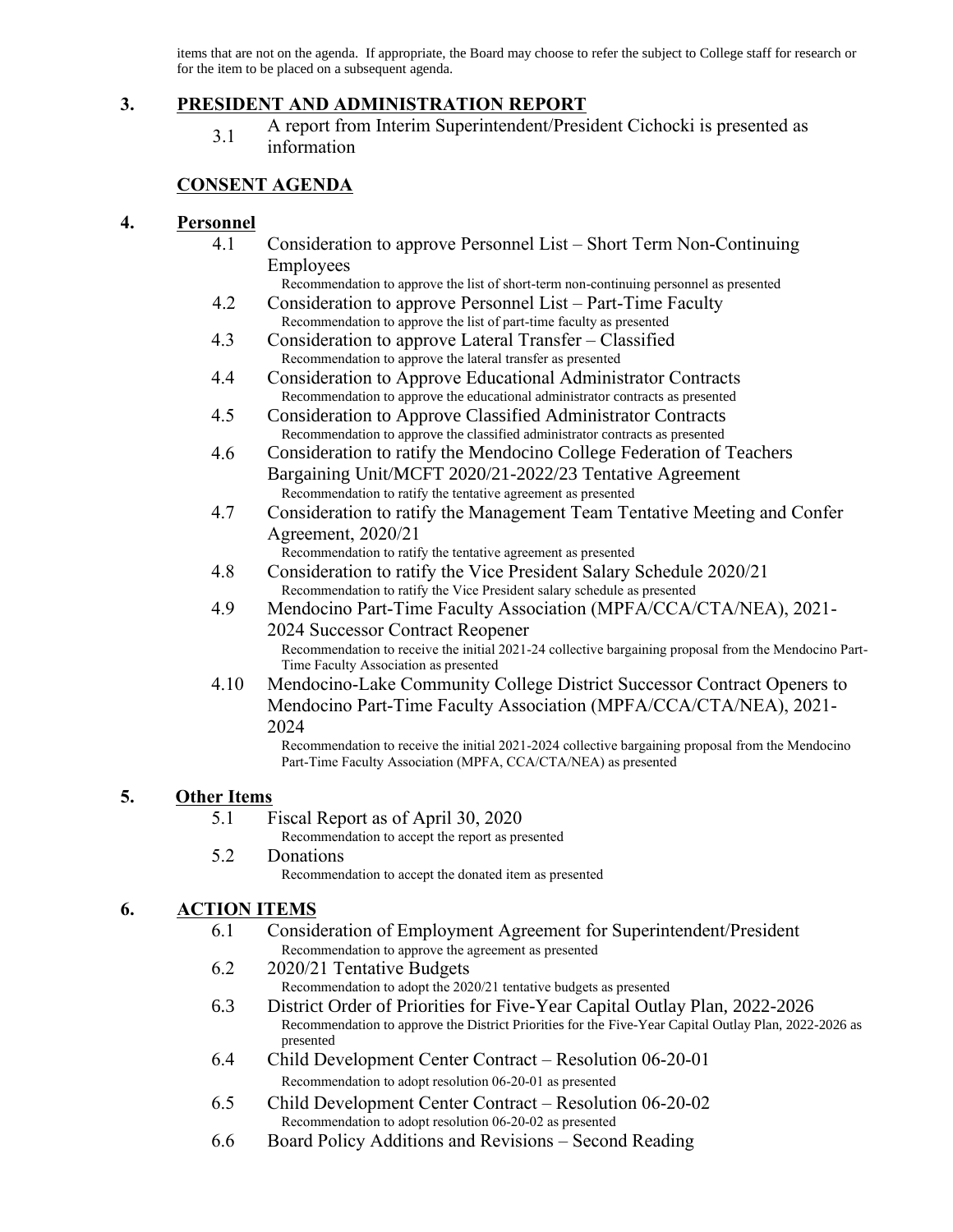items that are not on the agenda. If appropriate, the Board may choose to refer the subject to College staff for research or for the item to be placed on a subsequent agenda.

## 3. PRESIDENT AND ADMINISTRATION REPORT

3.1 A report from Interim Superintendent/President Cichocki is presented as information

## CONSENT AGENDA

## 4. Personnel

4.1 Consideration to approve Personnel List – Short Term Non-Continuing Employees
Recommendation to approve the list of short-term non-continuing personnel as presented

4.2 Consideration to approve Personnel List – Part-Time Faculty
Recommendation to approve the list of part-time faculty as presented

4.3 Consideration to approve Lateral Transfer – Classified
Recommendation to approve the lateral transfer as presented

4.4 Consideration to Approve Educational Administrator Contracts
Recommendation to approve the educational administrator contracts as presented

4.5 Consideration to Approve Classified Administrator Contracts
Recommendation to approve the classified administrator contracts as presented

4.6 Consideration to ratify the Mendocino College Federation of Teachers Bargaining Unit/MCFT 2020/21-2022/23 Tentative Agreement
Recommendation to ratify the tentative agreement as presented

4.7 Consideration to ratify the Management Team Tentative Meeting and Confer Agreement, 2020/21
Recommendation to ratify the tentative agreement as presented

4.8 Consideration to ratify the Vice President Salary Schedule 2020/21
Recommendation to ratify the Vice President salary schedule as presented

4.9 Mendocino Part-Time Faculty Association (MPFA/CCA/CTA/NEA), 2021-2024 Successor Contract Reopener
Recommendation to receive the initial 2021-24 collective bargaining proposal from the Mendocino Part-Time Faculty Association as presented

4.10 Mendocino-Lake Community College District Successor Contract Openers to Mendocino Part-Time Faculty Association (MPFA/CCA/CTA/NEA), 2021-2024
Recommendation to receive the initial 2021-2024 collective bargaining proposal from the Mendocino Part-Time Faculty Association (MPFA, CCA/CTA/NEA) as presented

## 5. Other Items

5.1 Fiscal Report as of April 30, 2020
Recommendation to accept the report as presented

5.2 Donations
Recommendation to accept the donated item as presented

## 6. ACTION ITEMS

6.1 Consideration of Employment Agreement for Superintendent/President
Recommendation to approve the agreement as presented

6.2 2020/21 Tentative Budgets
Recommendation to adopt the 2020/21 tentative budgets as presented

6.3 District Order of Priorities for Five-Year Capital Outlay Plan, 2022-2026
Recommendation to approve the District Priorities for the Five-Year Capital Outlay Plan, 2022-2026 as presented

6.4 Child Development Center Contract – Resolution 06-20-01
Recommendation to adopt resolution 06-20-01 as presented

6.5 Child Development Center Contract – Resolution 06-20-02
Recommendation to adopt resolution 06-20-02 as presented

6.6 Board Policy Additions and Revisions – Second Reading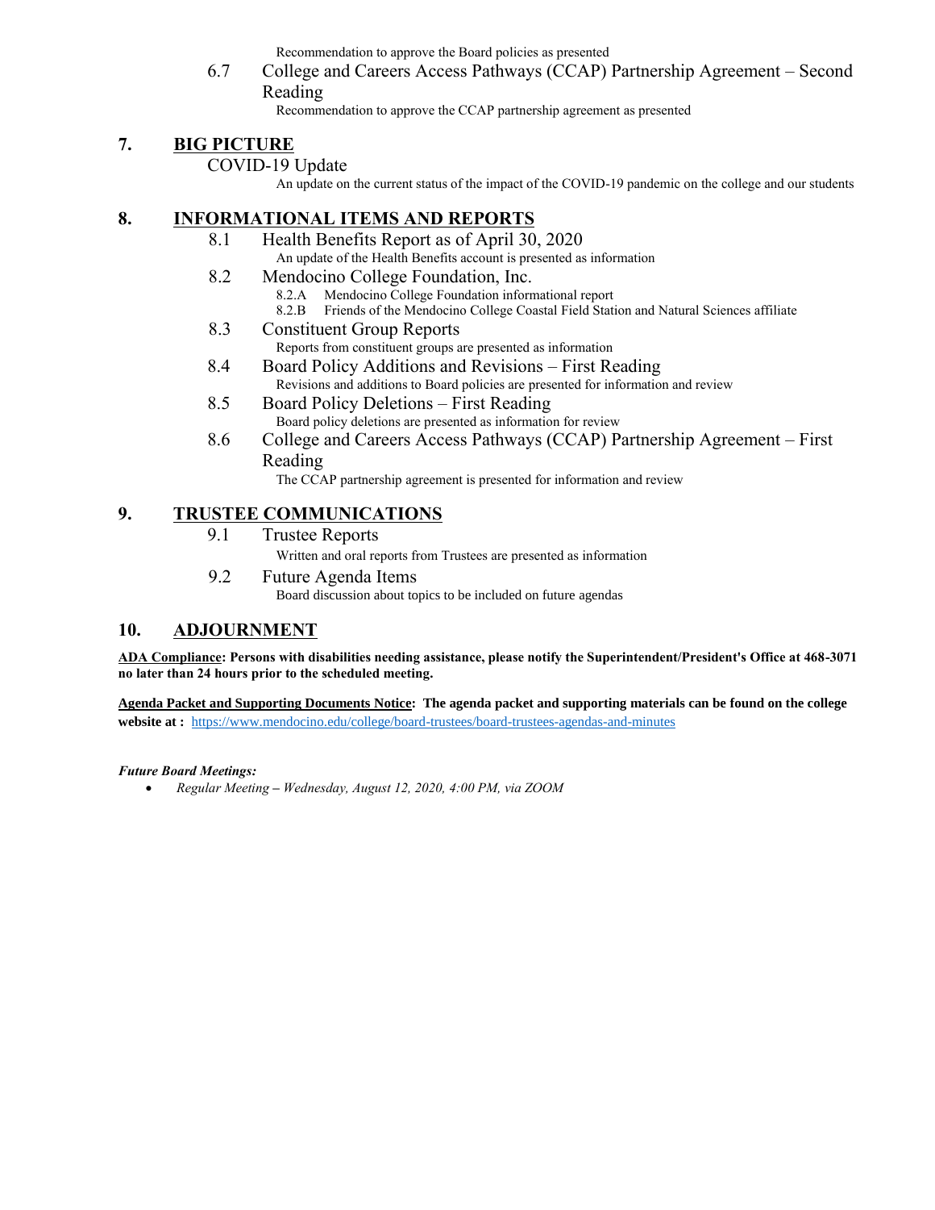Recommendation to approve the Board policies as presented

6.7 College and Careers Access Pathways (CCAP) Partnership Agreement – Second Reading

Recommendation to approve the CCAP partnership agreement as presented

## 7. BIG PICTURE

COVID-19 Update

An update on the current status of the impact of the COVID-19 pandemic on the college and our students

## 8. INFORMATIONAL ITEMS AND REPORTS

8.1 Health Benefits Report as of April 30, 2020

An update of the Health Benefits account is presented as information

8.2 Mendocino College Foundation, Inc.

8.2.A Mendocino College Foundation informational report

8.2.B Friends of the Mendocino College Coastal Field Station and Natural Sciences affiliate

8.3 Constituent Group Reports

Reports from constituent groups are presented as information

8.4 Board Policy Additions and Revisions – First Reading

Revisions and additions to Board policies are presented for information and review

8.5 Board Policy Deletions – First Reading

Board policy deletions are presented as information for review

8.6 College and Careers Access Pathways (CCAP) Partnership Agreement – First Reading

The CCAP partnership agreement is presented for information and review

## 9. TRUSTEE COMMUNICATIONS

9.1 Trustee Reports

Written and oral reports from Trustees are presented as information

9.2 Future Agenda Items

Board discussion about topics to be included on future agendas

## 10. ADJOURNMENT

**ADA Compliance: Persons with disabilities needing assistance, please notify the Superintendent/President's Office at 468-3071 no later than 24 hours prior to the scheduled meeting.**

**Agenda Packet and Supporting Documents Notice: The agenda packet and supporting materials can be found on the college website at :** https://www.mendocino.edu/college/board-trustees/board-trustees-agendas-and-minutes

***Future Board Meetings:***

- *Regular Meeting – Wednesday, August 12, 2020, 4:00 PM, via ZOOM*